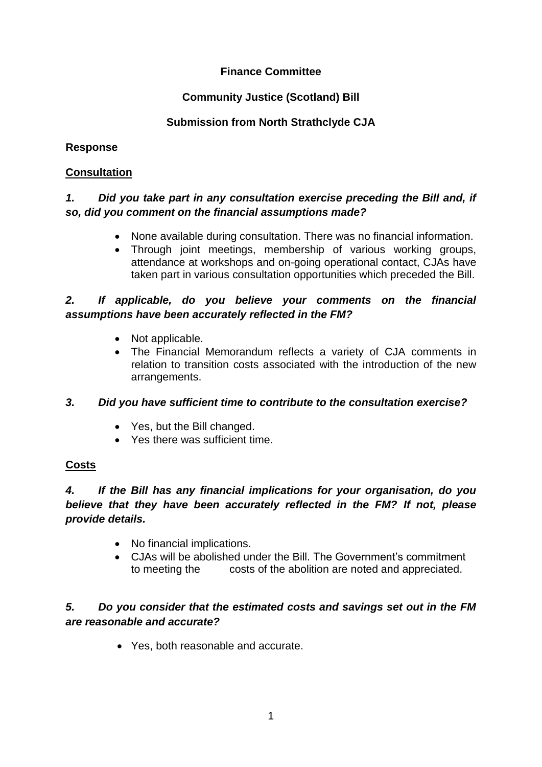**Finance Committee**

**Community Justice (Scotland) Bill**

**Submission from North Strathclyde CJA**

**Response**

**Consultation**

***1. Did you take part in any consultation exercise preceding the Bill and, if so, did you comment on the financial assumptions made?***

- None available during consultation. There was no financial information.
- Through joint meetings, membership of various working groups, attendance at workshops and on-going operational contact, CJAs have taken part in various consultation opportunities which preceded the Bill.

***2. If applicable, do you believe your comments on the financial assumptions have been accurately reflected in the FM?***

- Not applicable.
- The Financial Memorandum reflects a variety of CJA comments in relation to transition costs associated with the introduction of the new arrangements.

***3. Did you have sufficient time to contribute to the consultation exercise?***

- Yes, but the Bill changed.
- Yes there was sufficient time.

**Costs**

***4. If the Bill has any financial implications for your organisation, do you believe that they have been accurately reflected in the FM? If not, please provide details.***

- No financial implications.
- CJAs will be abolished under the Bill. The Government's commitment to meeting the costs of the abolition are noted and appreciated.

***5. Do you consider that the estimated costs and savings set out in the FM are reasonable and accurate?***

- Yes, both reasonable and accurate.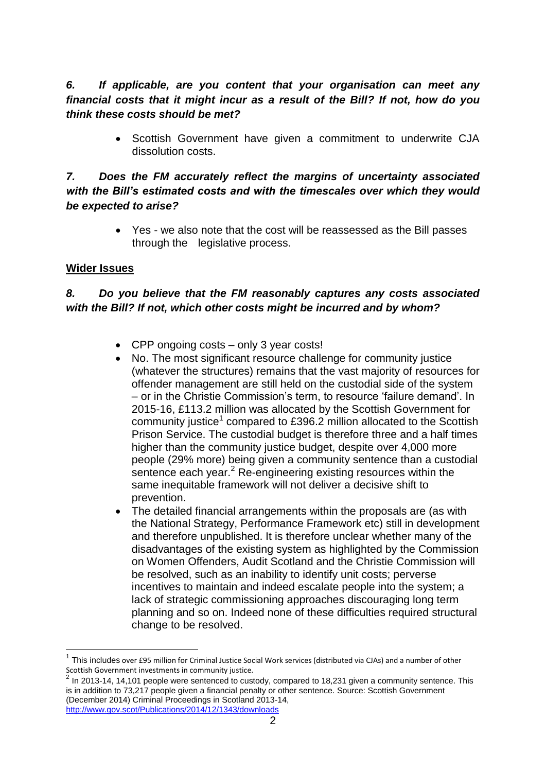***6. If applicable, are you content that your organisation can meet any financial costs that it might incur as a result of the Bill? If not, how do you think these costs should be met?***

- Scottish Government have given a commitment to underwrite CJA dissolution costs.

***7. Does the FM accurately reflect the margins of uncertainty associated with the Bill's estimated costs and with the timescales over which they would be expected to arise?***

- Yes - we also note that the cost will be reassessed as the Bill passes through the legislative process.

**Wider Issues**

***8. Do you believe that the FM reasonably captures any costs associated with the Bill? If not, which other costs might be incurred and by whom?***

- CPP ongoing costs – only 3 year costs!
- No. The most significant resource challenge for community justice (whatever the structures) remains that the vast majority of resources for offender management are still held on the custodial side of the system – or in the Christie Commission's term, to resource 'failure demand'. In 2015-16, £113.2 million was allocated by the Scottish Government for community justice[1] compared to £396.2 million allocated to the Scottish Prison Service. The custodial budget is therefore three and a half times higher than the community justice budget, despite over 4,000 more people (29% more) being given a community sentence than a custodial sentence each year.[2] Re-engineering existing resources within the same inequitable framework will not deliver a decisive shift to prevention.
- The detailed financial arrangements within the proposals are (as with the National Strategy, Performance Framework etc) still in development and therefore unpublished. It is therefore unclear whether many of the disadvantages of the existing system as highlighted by the Commission on Women Offenders, Audit Scotland and the Christie Commission will be resolved, such as an inability to identify unit costs; perverse incentives to maintain and indeed escalate people into the system; a lack of strategic commissioning approaches discouraging long term planning and so on. Indeed none of these difficulties required structural change to be resolved.

---

[1] This includes over £95 million for Criminal Justice Social Work services (distributed via CJAs) and a number of other Scottish Government investments in community justice.

[2] In 2013-14, 14,101 people were sentenced to custody, compared to 18,231 given a community sentence. This is in addition to 73,217 people given a financial penalty or other sentence. Source: Scottish Government (December 2014) Criminal Proceedings in Scotland 2013-14, http://www.gov.scot/Publications/2014/12/1343/downloads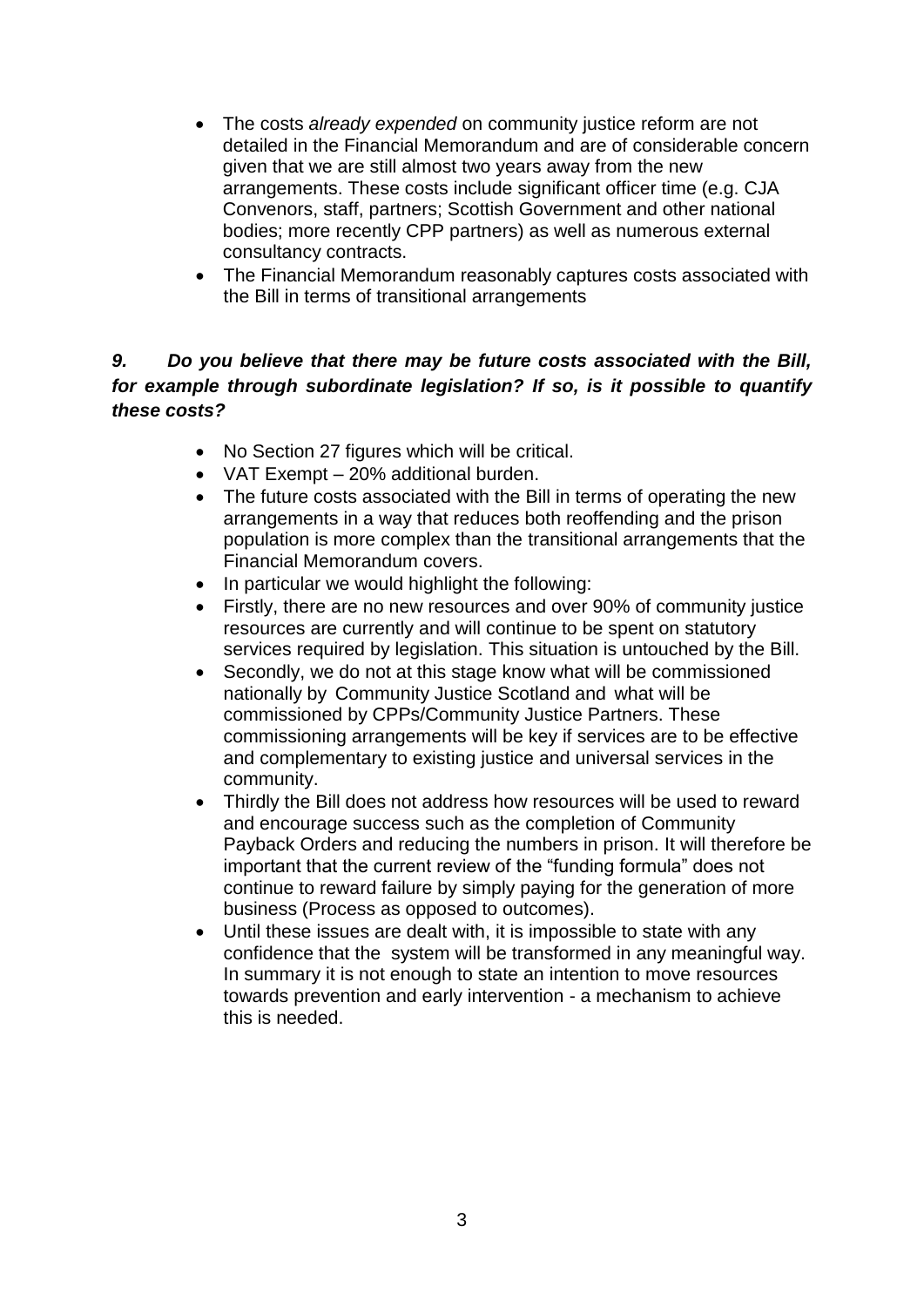- The costs *already expended* on community justice reform are not detailed in the Financial Memorandum and are of considerable concern given that we are still almost two years away from the new arrangements. These costs include significant officer time (e.g. CJA Convenors, staff, partners; Scottish Government and other national bodies; more recently CPP partners) as well as numerous external consultancy contracts.
- The Financial Memorandum reasonably captures costs associated with the Bill in terms of transitional arrangements

***9. Do you believe that there may be future costs associated with the Bill, for example through subordinate legislation? If so, is it possible to quantify these costs?***

- No Section 27 figures which will be critical.
- VAT Exempt – 20% additional burden.
- The future costs associated with the Bill in terms of operating the new arrangements in a way that reduces both reoffending and the prison population is more complex than the transitional arrangements that the Financial Memorandum covers.
- In particular we would highlight the following:
- Firstly, there are no new resources and over 90% of community justice resources are currently and will continue to be spent on statutory services required by legislation. This situation is untouched by the Bill.
- Secondly, we do not at this stage know what will be commissioned nationally by Community Justice Scotland and what will be commissioned by CPPs/Community Justice Partners. These commissioning arrangements will be key if services are to be effective and complementary to existing justice and universal services in the community.
- Thirdly the Bill does not address how resources will be used to reward and encourage success such as the completion of Community Payback Orders and reducing the numbers in prison. It will therefore be important that the current review of the "funding formula" does not continue to reward failure by simply paying for the generation of more business (Process as opposed to outcomes).
- Until these issues are dealt with, it is impossible to state with any confidence that the system will be transformed in any meaningful way. In summary it is not enough to state an intention to move resources towards prevention and early intervention - a mechanism to achieve this is needed.